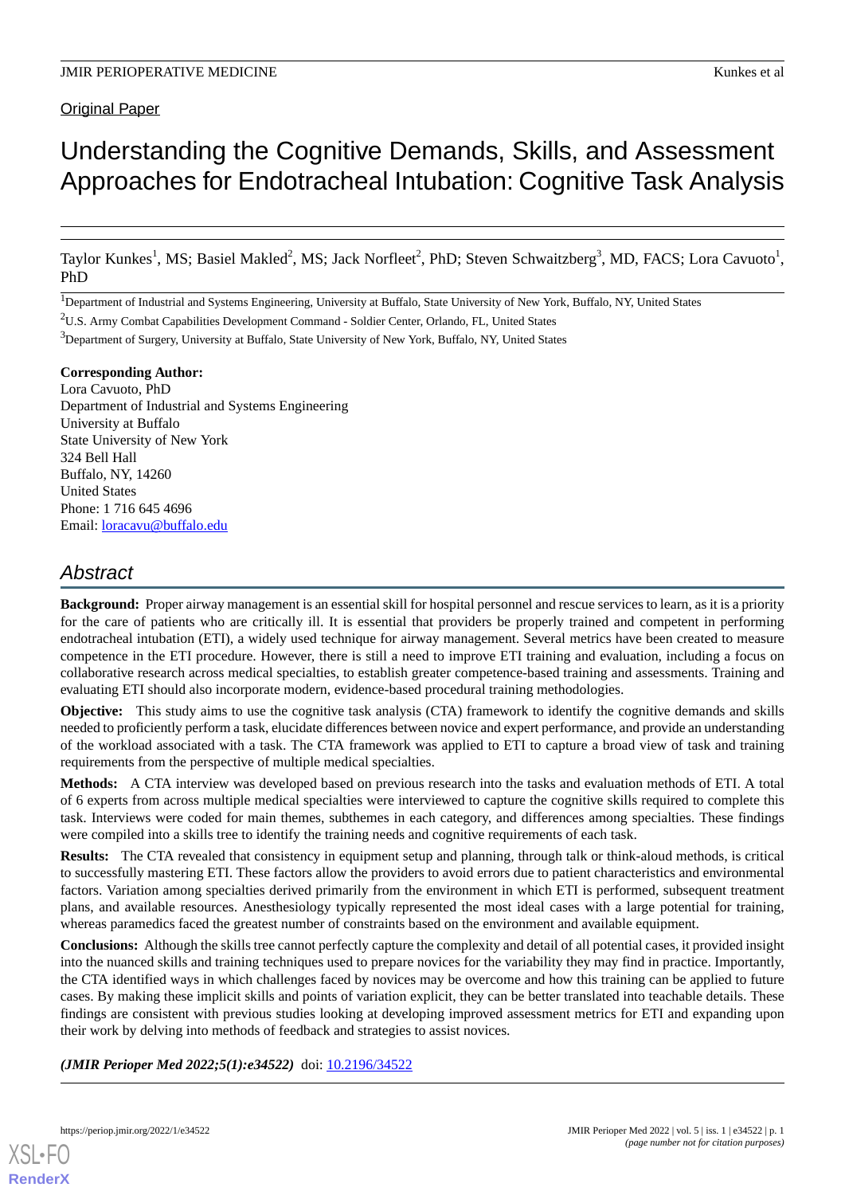Original Paper

# Understanding the Cognitive Demands, Skills, and Assessment Approaches for Endotracheal Intubation: Cognitive Task Analysis

Taylor Kunkes[1], MS; Basiel Makled[2], MS; Jack Norfleet[2], PhD; Steven Schwaitzberg[3], MD, FACS; Lora Cavuoto[1], PhD

[1]Department of Industrial and Systems Engineering, University at Buffalo, State University of New York, Buffalo, NY, United States

[2]U.S. Army Combat Capabilities Development Command - Soldier Center, Orlando, FL, United States

[3]Department of Surgery, University at Buffalo, State University of New York, Buffalo, NY, United States

**Corresponding Author:**
Lora Cavuoto, PhD
Department of Industrial and Systems Engineering
University at Buffalo
State University of New York
324 Bell Hall
Buffalo, NY, 14260
United States
Phone: 1 716 645 4696
Email: loracavu@buffalo.edu

## Abstract

**Background:** Proper airway management is an essential skill for hospital personnel and rescue services to learn, as it is a priority for the care of patients who are critically ill. It is essential that providers be properly trained and competent in performing endotracheal intubation (ETI), a widely used technique for airway management. Several metrics have been created to measure competence in the ETI procedure. However, there is still a need to improve ETI training and evaluation, including a focus on collaborative research across medical specialties, to establish greater competence-based training and assessments. Training and evaluating ETI should also incorporate modern, evidence-based procedural training methodologies.

**Objective:** This study aims to use the cognitive task analysis (CTA) framework to identify the cognitive demands and skills needed to proficiently perform a task, elucidate differences between novice and expert performance, and provide an understanding of the workload associated with a task. The CTA framework was applied to ETI to capture a broad view of task and training requirements from the perspective of multiple medical specialties.

**Methods:** A CTA interview was developed based on previous research into the tasks and evaluation methods of ETI. A total of 6 experts from across multiple medical specialties were interviewed to capture the cognitive skills required to complete this task. Interviews were coded for main themes, subthemes in each category, and differences among specialties. These findings were compiled into a skills tree to identify the training needs and cognitive requirements of each task.

**Results:** The CTA revealed that consistency in equipment setup and planning, through talk or think-aloud methods, is critical to successfully mastering ETI. These factors allow the providers to avoid errors due to patient characteristics and environmental factors. Variation among specialties derived primarily from the environment in which ETI is performed, subsequent treatment plans, and available resources. Anesthesiology typically represented the most ideal cases with a large potential for training, whereas paramedics faced the greatest number of constraints based on the environment and available equipment.

**Conclusions:** Although the skills tree cannot perfectly capture the complexity and detail of all potential cases, it provided insight into the nuanced skills and training techniques used to prepare novices for the variability they may find in practice. Importantly, the CTA identified ways in which challenges faced by novices may be overcome and how this training can be applied to future cases. By making these implicit skills and points of variation explicit, they can be better translated into teachable details. These findings are consistent with previous studies looking at developing improved assessment metrics for ETI and expanding upon their work by delving into methods of feedback and strategies to assist novices.

***(JMIR Perioper Med 2022;5(1):e34522)*** doi: 10.2196/34522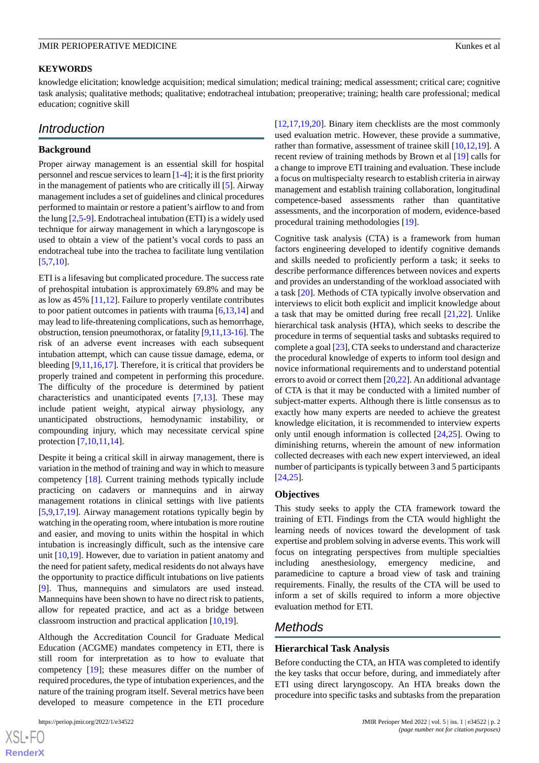## KEYWORDS

knowledge elicitation; knowledge acquisition; medical simulation; medical training; medical assessment; critical care; cognitive task analysis; qualitative methods; qualitative; endotracheal intubation; preoperative; training; health care professional; medical education; cognitive skill

# Introduction

### Background

Proper airway management is an essential skill for hospital personnel and rescue services to learn [1-4]; it is the first priority in the management of patients who are critically ill [5]. Airway management includes a set of guidelines and clinical procedures performed to maintain or restore a patient's airflow to and from the lung [2,5-9]. Endotracheal intubation (ETI) is a widely used technique for airway management in which a laryngoscope is used to obtain a view of the patient's vocal cords to pass an endotracheal tube into the trachea to facilitate lung ventilation [5,7,10].

ETI is a lifesaving but complicated procedure. The success rate of prehospital intubation is approximately 69.8% and may be as low as 45% [11,12]. Failure to properly ventilate contributes to poor patient outcomes in patients with trauma [6,13,14] and may lead to life-threatening complications, such as hemorrhage, obstruction, tension pneumothorax, or fatality [9,11,13-16]. The risk of an adverse event increases with each subsequent intubation attempt, which can cause tissue damage, edema, or bleeding [9,11,16,17]. Therefore, it is critical that providers be properly trained and competent in performing this procedure. The difficulty of the procedure is determined by patient characteristics and unanticipated events [7,13]. These may include patient weight, atypical airway physiology, any unanticipated obstructions, hemodynamic instability, or compounding injury, which may necessitate cervical spine protection [7,10,11,14].

Despite it being a critical skill in airway management, there is variation in the method of training and way in which to measure competency [18]. Current training methods typically include practicing on cadavers or mannequins and in airway management rotations in clinical settings with live patients [5,9,17,19]. Airway management rotations typically begin by watching in the operating room, where intubation is more routine and easier, and moving to units within the hospital in which intubation is increasingly difficult, such as the intensive care unit [10,19]. However, due to variation in patient anatomy and the need for patient safety, medical residents do not always have the opportunity to practice difficult intubations on live patients [9]. Thus, mannequins and simulators are used instead. Mannequins have been shown to have no direct risk to patients, allow for repeated practice, and act as a bridge between classroom instruction and practical application [10,19].

Although the Accreditation Council for Graduate Medical Education (ACGME) mandates competency in ETI, there is still room for interpretation as to how to evaluate that competency [19]; these measures differ on the number of required procedures, the type of intubation experiences, and the nature of the training program itself. Several metrics have been developed to measure competence in the ETI procedure [12,17,19,20]. Binary item checklists are the most commonly used evaluation metric. However, these provide a summative, rather than formative, assessment of trainee skill [10,12,19]. A recent review of training methods by Brown et al [19] calls for a change to improve ETI training and evaluation. These include a focus on multispecialty research to establish criteria in airway management and establish training collaboration, longitudinal competence-based assessments rather than quantitative assessments, and the incorporation of modern, evidence-based procedural training methodologies [19].

Cognitive task analysis (CTA) is a framework from human factors engineering developed to identify cognitive demands and skills needed to proficiently perform a task; it seeks to describe performance differences between novices and experts and provides an understanding of the workload associated with a task [20]. Methods of CTA typically involve observation and interviews to elicit both explicit and implicit knowledge about a task that may be omitted during free recall [21,22]. Unlike hierarchical task analysis (HTA), which seeks to describe the procedure in terms of sequential tasks and subtasks required to complete a goal [23], CTA seeks to understand and characterize the procedural knowledge of experts to inform tool design and novice informational requirements and to understand potential errors to avoid or correct them [20,22]. An additional advantage of CTA is that it may be conducted with a limited number of subject-matter experts. Although there is little consensus as to exactly how many experts are needed to achieve the greatest knowledge elicitation, it is recommended to interview experts only until enough information is collected [24,25]. Owing to diminishing returns, wherein the amount of new information collected decreases with each new expert interviewed, an ideal number of participants is typically between 3 and 5 participants [24,25].

### Objectives

This study seeks to apply the CTA framework toward the training of ETI. Findings from the CTA would highlight the learning needs of novices toward the development of task expertise and problem solving in adverse events. This work will focus on integrating perspectives from multiple specialties including anesthesiology, emergency medicine, and paramedicine to capture a broad view of task and training requirements. Finally, the results of the CTA will be used to inform a set of skills required to inform a more objective evaluation method for ETI.

# Methods

### Hierarchical Task Analysis

Before conducting the CTA, an HTA was completed to identify the key tasks that occur before, during, and immediately after ETI using direct laryngoscopy. An HTA breaks down the procedure into specific tasks and subtasks from the preparation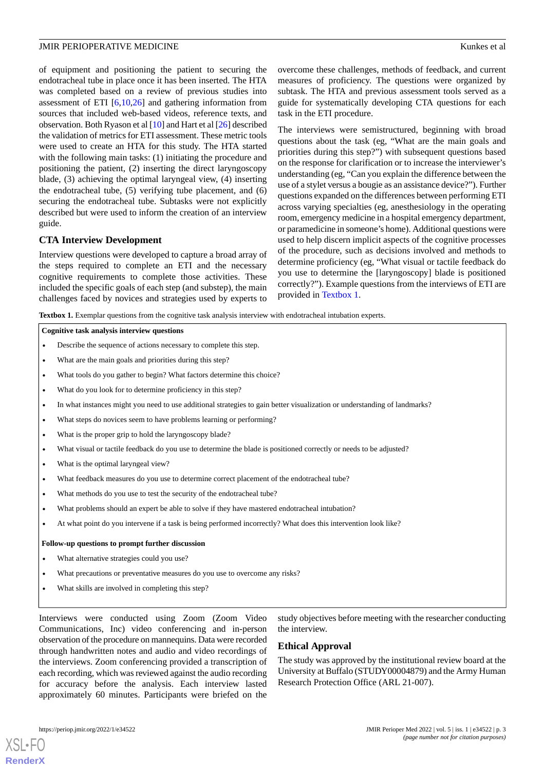of equipment and positioning the patient to securing the endotracheal tube in place once it has been inserted. The HTA was completed based on a review of previous studies into assessment of ETI [6,10,26] and gathering information from sources that included web-based videos, reference texts, and observation. Both Ryason et al [10] and Hart et al [26] described the validation of metrics for ETI assessment. These metric tools were used to create an HTA for this study. The HTA started with the following main tasks: (1) initiating the procedure and positioning the patient, (2) inserting the direct laryngoscopy blade, (3) achieving the optimal laryngeal view, (4) inserting the endotracheal tube, (5) verifying tube placement, and (6) securing the endotracheal tube. Subtasks were not explicitly described but were used to inform the creation of an interview guide.

## CTA Interview Development

Interview questions were developed to capture a broad array of the steps required to complete an ETI and the necessary cognitive requirements to complete those activities. These included the specific goals of each step (and substep), the main challenges faced by novices and strategies used by experts to overcome these challenges, methods of feedback, and current measures of proficiency. The questions were organized by subtask. The HTA and previous assessment tools served as a guide for systematically developing CTA questions for each task in the ETI procedure.

The interviews were semistructured, beginning with broad questions about the task (eg, "What are the main goals and priorities during this step?") with subsequent questions based on the response for clarification or to increase the interviewer's understanding (eg, "Can you explain the difference between the use of a stylet versus a bougie as an assistance device?"). Further questions expanded on the differences between performing ETI across varying specialties (eg, anesthesiology in the operating room, emergency medicine in a hospital emergency department, or paramedicine in someone's home). Additional questions were used to help discern implicit aspects of the cognitive processes of the procedure, such as decisions involved and methods to determine proficiency (eg, "What visual or tactile feedback do you use to determine the [laryngoscopy] blade is positioned correctly?"). Example questions from the interviews of ETI are provided in Textbox 1.

**Textbox 1.** Exemplar questions from the cognitive task analysis interview with endotracheal intubation experts.

**Cognitive task analysis interview questions**

- Describe the sequence of actions necessary to complete this step.
- What are the main goals and priorities during this step?
- What tools do you gather to begin? What factors determine this choice?
- What do you look for to determine proficiency in this step?
- In what instances might you need to use additional strategies to gain better visualization or understanding of landmarks?
- What steps do novices seem to have problems learning or performing?
- What is the proper grip to hold the laryngoscopy blade?
- What visual or tactile feedback do you use to determine the blade is positioned correctly or needs to be adjusted?
- What is the optimal laryngeal view?
- What feedback measures do you use to determine correct placement of the endotracheal tube?
- What methods do you use to test the security of the endotracheal tube?
- What problems should an expert be able to solve if they have mastered endotracheal intubation?
- At what point do you intervene if a task is being performed incorrectly? What does this intervention look like?

**Follow-up questions to prompt further discussion**

- What alternative strategies could you use?
- What precautions or preventative measures do you use to overcome any risks?
- What skills are involved in completing this step?

Interviews were conducted using Zoom (Zoom Video Communications, Inc) video conferencing and in-person observation of the procedure on mannequins. Data were recorded through handwritten notes and audio and video recordings of the interviews. Zoom conferencing provided a transcription of each recording, which was reviewed against the audio recording for accuracy before the analysis. Each interview lasted approximately 60 minutes. Participants were briefed on the study objectives before meeting with the researcher conducting the interview.

## Ethical Approval

The study was approved by the institutional review board at the University at Buffalo (STUDY00004879) and the Army Human Research Protection Office (ARL 21-007).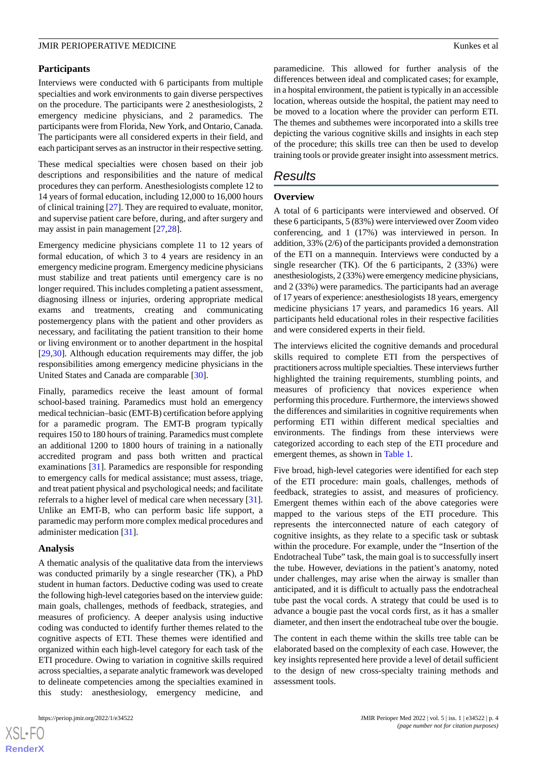### Participants

Interviews were conducted with 6 participants from multiple specialties and work environments to gain diverse perspectives on the procedure. The participants were 2 anesthesiologists, 2 emergency medicine physicians, and 2 paramedics. The participants were from Florida, New York, and Ontario, Canada. The participants were all considered experts in their field, and each participant serves as an instructor in their respective setting.

These medical specialties were chosen based on their job descriptions and responsibilities and the nature of medical procedures they can perform. Anesthesiologists complete 12 to 14 years of formal education, including 12,000 to 16,000 hours of clinical training [27]. They are required to evaluate, monitor, and supervise patient care before, during, and after surgery and may assist in pain management [27,28].

Emergency medicine physicians complete 11 to 12 years of formal education, of which 3 to 4 years are residency in an emergency medicine program. Emergency medicine physicians must stabilize and treat patients until emergency care is no longer required. This includes completing a patient assessment, diagnosing illness or injuries, ordering appropriate medical exams and treatments, creating and communicating postemergency plans with the patient and other providers as necessary, and facilitating the patient transition to their home or living environment or to another department in the hospital [29,30]. Although education requirements may differ, the job responsibilities among emergency medicine physicians in the United States and Canada are comparable [30].

Finally, paramedics receive the least amount of formal school-based training. Paramedics must hold an emergency medical technician–basic (EMT-B) certification before applying for a paramedic program. The EMT-B program typically requires 150 to 180 hours of training. Paramedics must complete an additional 1200 to 1800 hours of training in a nationally accredited program and pass both written and practical examinations [31]. Paramedics are responsible for responding to emergency calls for medical assistance; must assess, triage, and treat patient physical and psychological needs; and facilitate referrals to a higher level of medical care when necessary [31]. Unlike an EMT-B, who can perform basic life support, a paramedic may perform more complex medical procedures and administer medication [31].

### Analysis

A thematic analysis of the qualitative data from the interviews was conducted primarily by a single researcher (TK), a PhD student in human factors. Deductive coding was used to create the following high-level categories based on the interview guide: main goals, challenges, methods of feedback, strategies, and measures of proficiency. A deeper analysis using inductive coding was conducted to identify further themes related to the cognitive aspects of ETI. These themes were identified and organized within each high-level category for each task of the ETI procedure. Owing to variation in cognitive skills required across specialties, a separate analytic framework was developed to delineate competencies among the specialties examined in this study: anesthesiology, emergency medicine, and paramedicine. This allowed for further analysis of the differences between ideal and complicated cases; for example, in a hospital environment, the patient is typically in an accessible location, whereas outside the hospital, the patient may need to be moved to a location where the provider can perform ETI. The themes and subthemes were incorporated into a skills tree depicting the various cognitive skills and insights in each step of the procedure; this skills tree can then be used to develop training tools or provide greater insight into assessment metrics.

## Results

### Overview

A total of 6 participants were interviewed and observed. Of these 6 participants, 5 (83%) were interviewed over Zoom video conferencing, and 1 (17%) was interviewed in person. In addition, 33% (2/6) of the participants provided a demonstration of the ETI on a mannequin. Interviews were conducted by a single researcher (TK). Of the 6 participants, 2 (33%) were anesthesiologists, 2 (33%) were emergency medicine physicians, and 2 (33%) were paramedics. The participants had an average of 17 years of experience: anesthesiologists 18 years, emergency medicine physicians 17 years, and paramedics 16 years. All participants held educational roles in their respective facilities and were considered experts in their field.

The interviews elicited the cognitive demands and procedural skills required to complete ETI from the perspectives of practitioners across multiple specialties. These interviews further highlighted the training requirements, stumbling points, and measures of proficiency that novices experience when performing this procedure. Furthermore, the interviews showed the differences and similarities in cognitive requirements when performing ETI within different medical specialties and environments. The findings from these interviews were categorized according to each step of the ETI procedure and emergent themes, as shown in Table 1.

Five broad, high-level categories were identified for each step of the ETI procedure: main goals, challenges, methods of feedback, strategies to assist, and measures of proficiency. Emergent themes within each of the above categories were mapped to the various steps of the ETI procedure. This represents the interconnected nature of each category of cognitive insights, as they relate to a specific task or subtask within the procedure. For example, under the "Insertion of the Endotracheal Tube" task, the main goal is to successfully insert the tube. However, deviations in the patient's anatomy, noted under challenges, may arise when the airway is smaller than anticipated, and it is difficult to actually pass the endotracheal tube past the vocal cords. A strategy that could be used is to advance a bougie past the vocal cords first, as it has a smaller diameter, and then insert the endotracheal tube over the bougie.

The content in each theme within the skills tree table can be elaborated based on the complexity of each case. However, the key insights represented here provide a level of detail sufficient to the design of new cross-specialty training methods and assessment tools.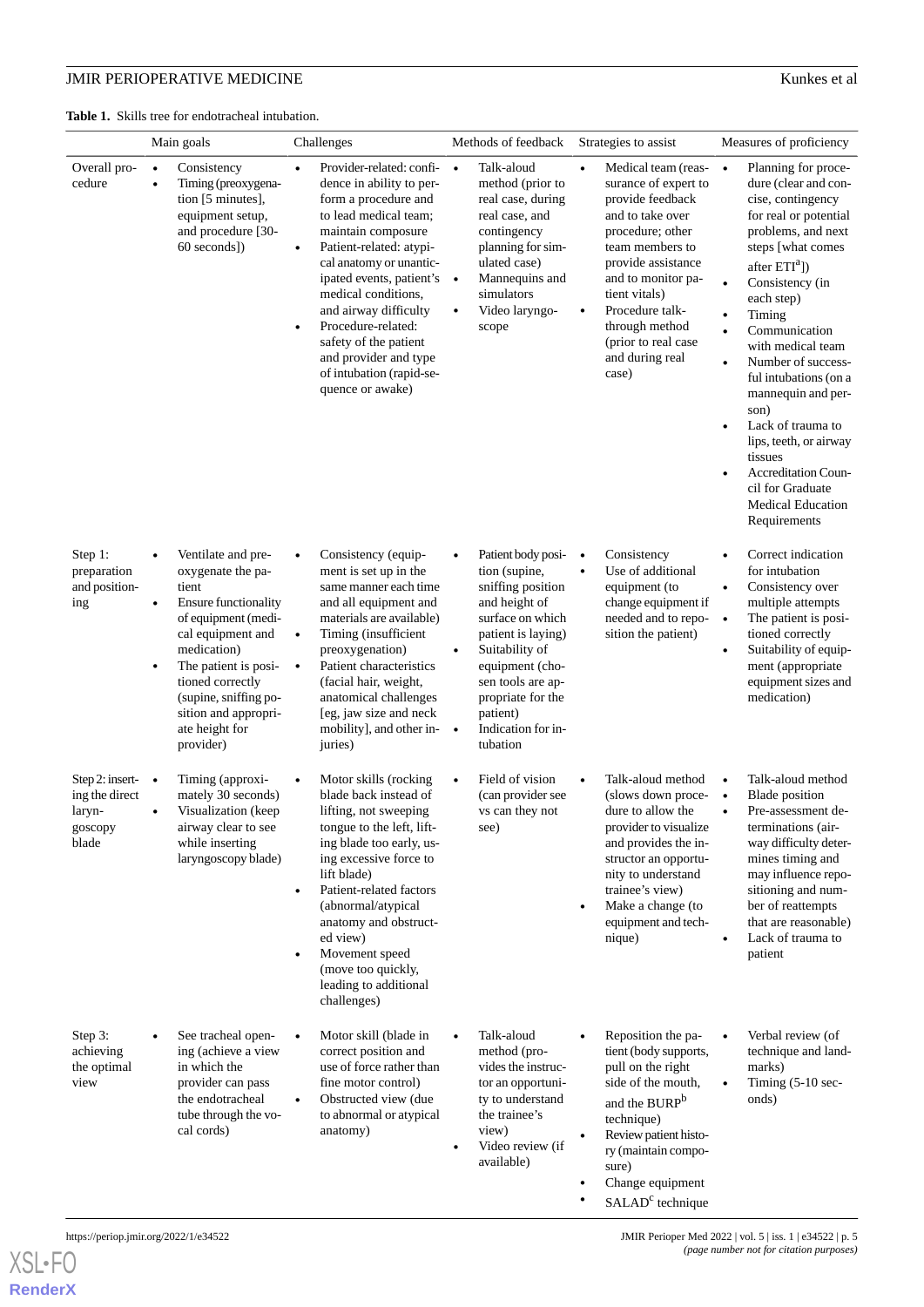**Table 1.** Skills tree for endotracheal intubation.

| | Main goals | Challenges | Methods of feedback | Strategies to assist | Measures of proficiency |
|---|---|---|---|---|---|
| Overall procedure | • Consistency<br>• Timing (preoxygenation [5 minutes], equipment setup, and procedure [30-60 seconds]) | • Provider-related: confidence in ability to perform a procedure and to lead medical team; maintain composure<br>• Patient-related: atypical anatomy or unanticipated events, patient's medical conditions, and airway difficulty<br>• Procedure-related: safety of the patient and provider and type of intubation (rapid-sequence or awake) | • Talk-aloud method (prior to real case, during real case, and contingency planning for simulated case)<br>• Mannequins and simulators<br>• Video laryngoscope | • Medical team (reassurance of expert to provide feedback and to take over procedure; other team members to provide assistance and to monitor patient vitals)<br>• Procedure talk-through method (prior to real case and during real case) | • Planning for procedure (clear and concise, contingency for real or potential problems, and next steps [what comes after ETI[a]])<br>• Consistency (in each step)<br>• Timing<br>• Communication with medical team<br>• Number of successful intubations (on a mannequin and person)<br>• Lack of trauma to lips, teeth, or airway tissues<br>• Accreditation Council for Graduate Medical Education Requirements |
| Step 1: preparation and positioning | • Ventilate and preoxygenate the patient<br>• Ensure functionality of equipment (medical equipment and medication)<br>• The patient is positioned correctly (supine, sniffing position and appropriate height for provider) | • Consistency (equipment is set up in the same manner each time and all equipment and materials are available)<br>• Timing (insufficient preoxygenation)<br>• Patient characteristics (facial hair, weight, anatomical challenges [eg, jaw size and neck mobility], and other injuries) | • Patient body position (supine, sniffing position and height of surface on which patient is laying)<br>• Suitability of equipment (chosen tools are appropriate for the patient)<br>• Indication for intubation | • Consistency<br>• Use of additional equipment (to change equipment if needed and to reposition the patient) | • Correct indication for intubation<br>• Consistency over multiple attempts<br>• The patient is positioned correctly<br>• Suitability of equipment (appropriate equipment sizes and medication) |
| Step 2: inserting the direct laryngoscopy blade | • Timing (approximately 30 seconds)<br>• Visualization (keep airway clear to see while inserting laryngoscopy blade) | • Motor skills (rocking blade back instead of lifting, not sweeping tongue to the left, lifting blade too early, using excessive force to lift blade)<br>• Patient-related factors (abnormal/atypical anatomy and obstructed view)<br>• Movement speed (move too quickly, leading to additional challenges) | • Field of vision (can provider see vs can they not see) | • Talk-aloud method (slows down procedure to allow the provider to visualize and provides the instructor an opportunity to understand trainee's view)<br>• Make a change (to equipment and technique) | • Talk-aloud method<br>• Blade position<br>• Pre-assessment determinations (airway difficulty determines timing and may influence repositioning and number of reattempts that are reasonable)<br>• Lack of trauma to patient |
| Step 3: achieving the optimal view | • See tracheal opening (achieve a view in which the provider can pass the endotracheal tube through the vocal cords) | • Motor skill (blade in correct position and use of force rather than fine motor control)<br>• Obstructed view (due to abnormal or atypical anatomy) | • Talk-aloud method (provides the instructor an opportunity to understand the trainee's view)<br>• Video review (if available) | • Reposition the patient (body supports, pull on the right side of the mouth, and the BURP[b] technique)<br>• Review patient history (maintain composure)<br>• Change equipment<br>• SALAD[c] technique | • Verbal review (of technique and landmarks)<br>• Timing (5-10 seconds) |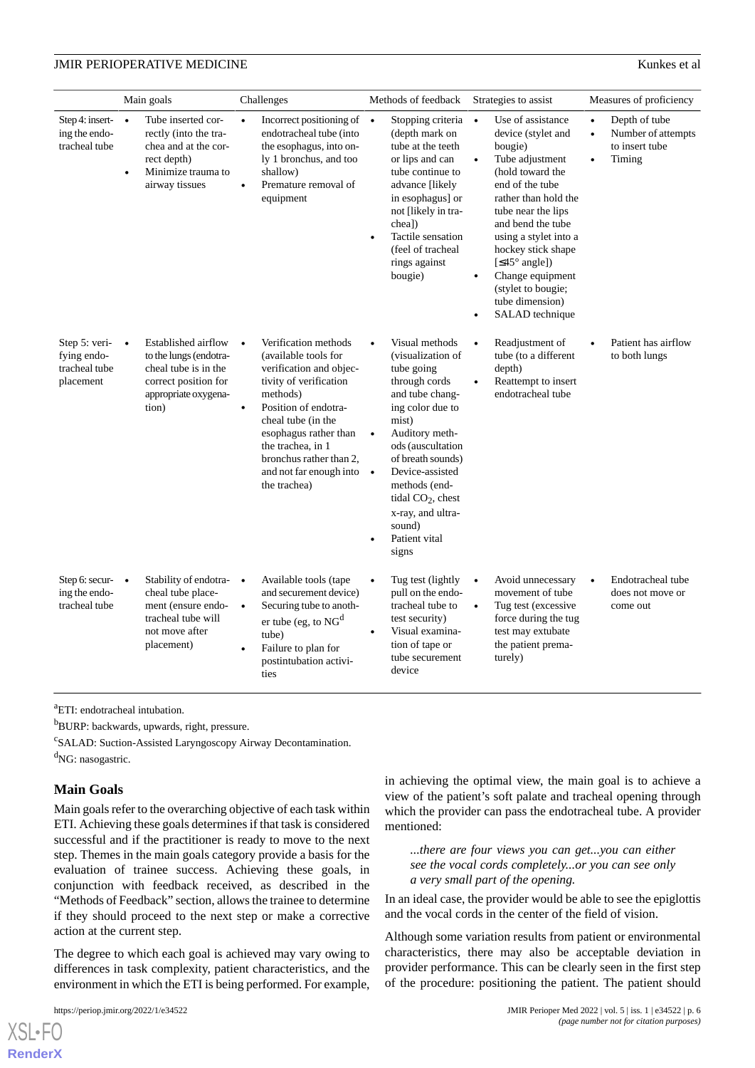| | Main goals | Challenges | Methods of feedback | Strategies to assist | Measures of proficiency |
|---|---|---|---|---|---|
| Step 4: inserting the endotracheal tube | • Tube inserted correctly (into the trachea and at the correct depth)<br>• Minimize trauma to airway tissues | • Incorrect positioning of endotracheal tube (into the esophagus, into only 1 bronchus, and too shallow)<br>• Premature removal of equipment | • Stopping criteria (depth mark on tube at the teeth or lips and can tube continue to advance [likely in esophagus] or not [likely in trachea])<br>• Tactile sensation (feel of tracheal rings against bougie) | • Use of assistance device (stylet and bougie)<br>• Tube adjustment (hold toward the end of the tube rather than hold the tube near the lips and bend the tube using a stylet into a hockey stick shape [≤45° angle])<br>• Change equipment (stylet to bougie; tube dimension)<br>• SALAD technique | • Depth of tube<br>• Number of attempts to insert tube<br>• Timing |
| Step 5: verifying endotracheal tube placement | • Established airflow to the lungs (endotracheal tube is in the correct position for appropriate oxygenation) | • Verification methods (available tools for verification and objectivity of verification methods)<br>• Position of endotracheal tube (in the esophagus rather than the trachea, in 1 bronchus rather than 2, and not far enough into the trachea) | • Visual methods (visualization of tube going through cords and tube changing color due to mist)<br>• Auditory methods (auscultation of breath sounds)<br>• Device-assisted methods (end-tidal $CO_2$, chest x-ray, and ultrasound)<br>• Patient vital signs | • Readjustment of tube (to a different depth)<br>• Reattempt to insert endotracheal tube | • Patient has airflow to both lungs |
| Step 6: securing the endotracheal tube | • Stability of endotracheal tube placement (ensure endotracheal tube will not move after placement) | • Available tools (tape and securement device)<br>• Securing tube to another tube (eg, to NG[d] tube)<br>• Failure to plan for postintubation activities | • Tug test (lightly pull on the endotracheal tube to test security)<br>• Visual examination of tape or tube securement device | • Avoid unnecessary movement of tube<br>• Tug test (excessive force during the tug test may extubate the patient prematurely) | • Endotracheal tube does not move or come out |

[a]ETI: endotracheal intubation.

[b]BURP: backwards, upwards, right, pressure.

[c]SALAD: Suction-Assisted Laryngoscopy Airway Decontamination.

[d]NG: nasogastric.

## Main Goals

Main goals refer to the overarching objective of each task within ETI. Achieving these goals determines if that task is considered successful and if the practitioner is ready to move to the next step. Themes in the main goals category provide a basis for the evaluation of trainee success. Achieving these goals, in conjunction with feedback received, as described in the "Methods of Feedback" section, allows the trainee to determine if they should proceed to the next step or make a corrective action at the current step.

The degree to which each goal is achieved may vary owing to differences in task complexity, patient characteristics, and the environment in which the ETI is being performed. For example, in achieving the optimal view, the main goal is to achieve a view of the patient's soft palate and tracheal opening through which the provider can pass the endotracheal tube. A provider mentioned:

> *...there are four views you can get...you can either see the vocal cords completely...or you can see only a very small part of the opening.*

In an ideal case, the provider would be able to see the epiglottis and the vocal cords in the center of the field of vision.

Although some variation results from patient or environmental characteristics, there may also be acceptable deviation in provider performance. This can be clearly seen in the first step of the procedure: positioning the patient. The patient should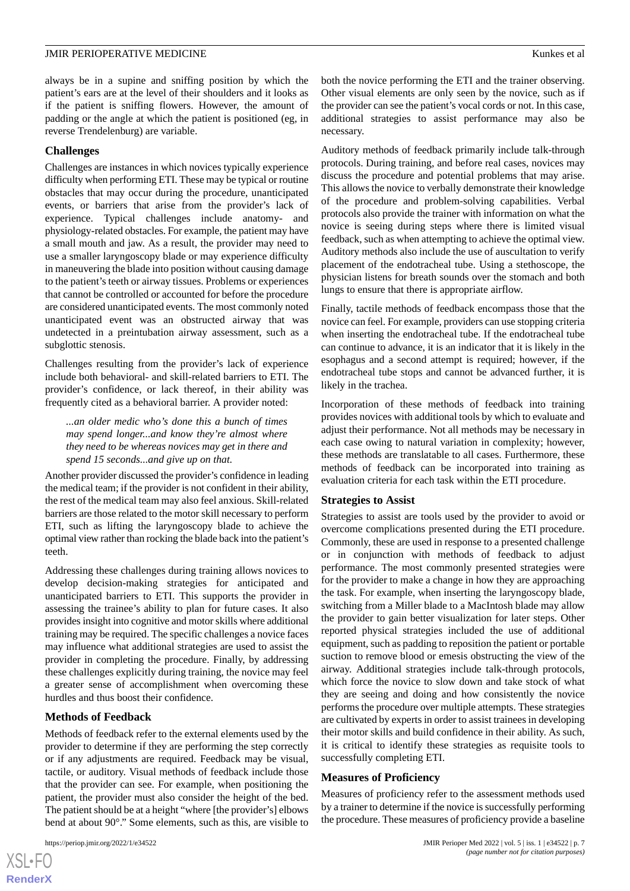always be in a supine and sniffing position by which the patient's ears are at the level of their shoulders and it looks as if the patient is sniffing flowers. However, the amount of padding or the angle at which the patient is positioned (eg, in reverse Trendelenburg) are variable.

### Challenges

Challenges are instances in which novices typically experience difficulty when performing ETI. These may be typical or routine obstacles that may occur during the procedure, unanticipated events, or barriers that arise from the provider's lack of experience. Typical challenges include anatomy- and physiology-related obstacles. For example, the patient may have a small mouth and jaw. As a result, the provider may need to use a smaller laryngoscopy blade or may experience difficulty in maneuvering the blade into position without causing damage to the patient's teeth or airway tissues. Problems or experiences that cannot be controlled or accounted for before the procedure are considered unanticipated events. The most commonly noted unanticipated event was an obstructed airway that was undetected in a preintubation airway assessment, such as a subglottic stenosis.

Challenges resulting from the provider's lack of experience include both behavioral- and skill-related barriers to ETI. The provider's confidence, or lack thereof, in their ability was frequently cited as a behavioral barrier. A provider noted:

> *...an older medic who's done this a bunch of times may spend longer...and know they're almost where they need to be whereas novices may get in there and spend 15 seconds...and give up on that.*

Another provider discussed the provider's confidence in leading the medical team; if the provider is not confident in their ability, the rest of the medical team may also feel anxious. Skill-related barriers are those related to the motor skill necessary to perform ETI, such as lifting the laryngoscopy blade to achieve the optimal view rather than rocking the blade back into the patient's teeth.

Addressing these challenges during training allows novices to develop decision-making strategies for anticipated and unanticipated barriers to ETI. This supports the provider in assessing the trainee's ability to plan for future cases. It also provides insight into cognitive and motor skills where additional training may be required. The specific challenges a novice faces may influence what additional strategies are used to assist the provider in completing the procedure. Finally, by addressing these challenges explicitly during training, the novice may feel a greater sense of accomplishment when overcoming these hurdles and thus boost their confidence.

### Methods of Feedback

Methods of feedback refer to the external elements used by the provider to determine if they are performing the step correctly or if any adjustments are required. Feedback may be visual, tactile, or auditory. Visual methods of feedback include those that the provider can see. For example, when positioning the patient, the provider must also consider the height of the bed. The patient should be at a height "where [the provider's] elbows bend at about 90°." Some elements, such as this, are visible to both the novice performing the ETI and the trainer observing. Other visual elements are only seen by the novice, such as if the provider can see the patient's vocal cords or not. In this case, additional strategies to assist performance may also be necessary.

Auditory methods of feedback primarily include talk-through protocols. During training, and before real cases, novices may discuss the procedure and potential problems that may arise. This allows the novice to verbally demonstrate their knowledge of the procedure and problem-solving capabilities. Verbal protocols also provide the trainer with information on what the novice is seeing during steps where there is limited visual feedback, such as when attempting to achieve the optimal view. Auditory methods also include the use of auscultation to verify placement of the endotracheal tube. Using a stethoscope, the physician listens for breath sounds over the stomach and both lungs to ensure that there is appropriate airflow.

Finally, tactile methods of feedback encompass those that the novice can feel. For example, providers can use stopping criteria when inserting the endotracheal tube. If the endotracheal tube can continue to advance, it is an indicator that it is likely in the esophagus and a second attempt is required; however, if the endotracheal tube stops and cannot be advanced further, it is likely in the trachea.

Incorporation of these methods of feedback into training provides novices with additional tools by which to evaluate and adjust their performance. Not all methods may be necessary in each case owing to natural variation in complexity; however, these methods are translatable to all cases. Furthermore, these methods of feedback can be incorporated into training as evaluation criteria for each task within the ETI procedure.

### Strategies to Assist

Strategies to assist are tools used by the provider to avoid or overcome complications presented during the ETI procedure. Commonly, these are used in response to a presented challenge or in conjunction with methods of feedback to adjust performance. The most commonly presented strategies were for the provider to make a change in how they are approaching the task. For example, when inserting the laryngoscopy blade, switching from a Miller blade to a MacIntosh blade may allow the provider to gain better visualization for later steps. Other reported physical strategies included the use of additional equipment, such as padding to reposition the patient or portable suction to remove blood or emesis obstructing the view of the airway. Additional strategies include talk-through protocols, which force the novice to slow down and take stock of what they are seeing and doing and how consistently the novice performs the procedure over multiple attempts. These strategies are cultivated by experts in order to assist trainees in developing their motor skills and build confidence in their ability. As such, it is critical to identify these strategies as requisite tools to successfully completing ETI.

### Measures of Proficiency

Measures of proficiency refer to the assessment methods used by a trainer to determine if the novice is successfully performing the procedure. These measures of proficiency provide a baseline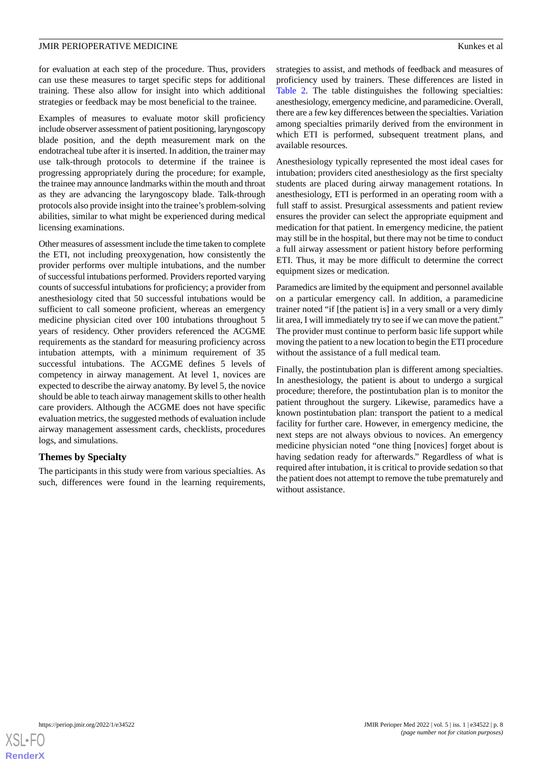for evaluation at each step of the procedure. Thus, providers can use these measures to target specific steps for additional training. These also allow for insight into which additional strategies or feedback may be most beneficial to the trainee.

Examples of measures to evaluate motor skill proficiency include observer assessment of patient positioning, laryngoscopy blade position, and the depth measurement mark on the endotracheal tube after it is inserted. In addition, the trainer may use talk-through protocols to determine if the trainee is progressing appropriately during the procedure; for example, the trainee may announce landmarks within the mouth and throat as they are advancing the laryngoscopy blade. Talk-through protocols also provide insight into the trainee's problem-solving abilities, similar to what might be experienced during medical licensing examinations.

Other measures of assessment include the time taken to complete the ETI, not including preoxygenation, how consistently the provider performs over multiple intubations, and the number of successful intubations performed. Providers reported varying counts of successful intubations for proficiency; a provider from anesthesiology cited that 50 successful intubations would be sufficient to call someone proficient, whereas an emergency medicine physician cited over 100 intubations throughout 5 years of residency. Other providers referenced the ACGME requirements as the standard for measuring proficiency across intubation attempts, with a minimum requirement of 35 successful intubations. The ACGME defines 5 levels of competency in airway management. At level 1, novices are expected to describe the airway anatomy. By level 5, the novice should be able to teach airway management skills to other health care providers. Although the ACGME does not have specific evaluation metrics, the suggested methods of evaluation include airway management assessment cards, checklists, procedures logs, and simulations.

### Themes by Specialty

The participants in this study were from various specialties. As such, differences were found in the learning requirements, strategies to assist, and methods of feedback and measures of proficiency used by trainers. These differences are listed in Table 2. The table distinguishes the following specialties: anesthesiology, emergency medicine, and paramedicine. Overall, there are a few key differences between the specialties. Variation among specialties primarily derived from the environment in which ETI is performed, subsequent treatment plans, and available resources.

Anesthesiology typically represented the most ideal cases for intubation; providers cited anesthesiology as the first specialty students are placed during airway management rotations. In anesthesiology, ETI is performed in an operating room with a full staff to assist. Presurgical assessments and patient review ensures the provider can select the appropriate equipment and medication for that patient. In emergency medicine, the patient may still be in the hospital, but there may not be time to conduct a full airway assessment or patient history before performing ETI. Thus, it may be more difficult to determine the correct equipment sizes or medication.

Paramedics are limited by the equipment and personnel available on a particular emergency call. In addition, a paramedicine trainer noted "if [the patient is] in a very small or a very dimly lit area, I will immediately try to see if we can move the patient." The provider must continue to perform basic life support while moving the patient to a new location to begin the ETI procedure without the assistance of a full medical team.

Finally, the postintubation plan is different among specialties. In anesthesiology, the patient is about to undergo a surgical procedure; therefore, the postintubation plan is to monitor the patient throughout the surgery. Likewise, paramedics have a known postintubation plan: transport the patient to a medical facility for further care. However, in emergency medicine, the next steps are not always obvious to novices. An emergency medicine physician noted "one thing [novices] forget about is having sedation ready for afterwards." Regardless of what is required after intubation, it is critical to provide sedation so that the patient does not attempt to remove the tube prematurely and without assistance.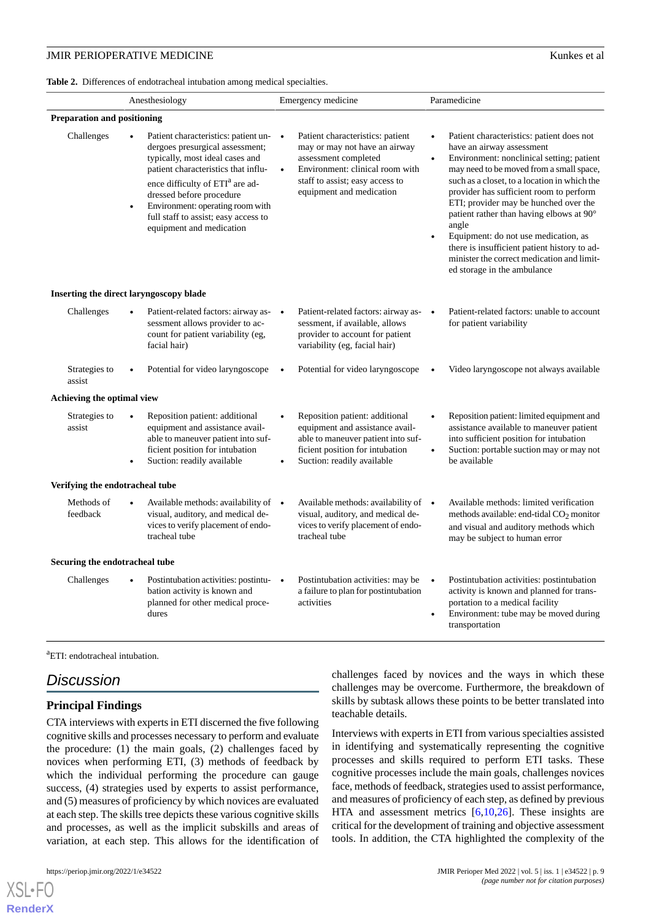**Table 2.** Differences of endotracheal intubation among medical specialties.

| | Anesthesiology | Emergency medicine | Paramedicine |
|---|---|---|---|
| **Preparation and positioning** | | | |
| Challenges | • Patient characteristics: patient undergoes presurgical assessment; typically, most ideal cases and patient characteristics that influence difficulty of ETI[a] are addressed before procedure<br>• Environment: operating room with full staff to assist; easy access to equipment and medication | • Patient characteristics: patient may or may not have an airway assessment completed<br>• Environment: clinical room with staff to assist; easy access to equipment and medication | • Patient characteristics: patient does not have an airway assessment<br>• Environment: nonclinical setting; patient may need to be moved from a small space, such as a closet, to a location in which the provider has sufficient room to perform ETI; provider may be hunched over the patient rather than having elbows at 90° angle<br>• Equipment: do not use medication, as there is insufficient patient history to administer the correct medication and limited storage in the ambulance |
| **Inserting the direct laryngoscopy blade** | | | |
| Challenges | • Patient-related factors: airway assessment allows provider to account for patient variability (eg, facial hair) | • Patient-related factors: airway assessment, if available, allows provider to account for patient variability (eg, facial hair) | • Patient-related factors: unable to account for patient variability |
| Strategies to assist | • Potential for video laryngoscope | • Potential for video laryngoscope | • Video laryngoscope not always available |
| **Achieving the optimal view** | | | |
| Strategies to assist | • Reposition patient: additional equipment and assistance available to maneuver patient into sufficient position for intubation<br>• Suction: readily available | • Reposition patient: additional equipment and assistance available to maneuver patient into sufficient position for intubation<br>• Suction: readily available | • Reposition patient: limited equipment and assistance available to maneuver patient into sufficient position for intubation<br>• Suction: portable suction may or may not be available |
| **Verifying the endotracheal tube** | | | |
| Methods of feedback | • Available methods: availability of visual, auditory, and medical devices to verify placement of endotracheal tube | • Available methods: availability of visual, auditory, and medical devices to verify placement of endotracheal tube | • Available methods: limited verification methods available: end-tidal $CO_2$ monitor and visual and auditory methods which may be subject to human error |
| **Securing the endotracheal tube** | | | |
| Challenges | • Postintubation activities: postintubation activity is known and planned for other medical procedures | • Postintubation activities: may be a failure to plan for postintubation activities | • Postintubation activities: postintubation activity is known and planned for transportation to a medical facility<br>• Environment: tube may be moved during transportation |

[a]ETI: endotracheal intubation.

## Discussion

### Principal Findings

CTA interviews with experts in ETI discerned the five following cognitive skills and processes necessary to perform and evaluate the procedure: (1) the main goals, (2) challenges faced by novices when performing ETI, (3) methods of feedback by which the individual performing the procedure can gauge success, (4) strategies used by experts to assist performance, and (5) measures of proficiency by which novices are evaluated at each step. The skills tree depicts these various cognitive skills and processes, as well as the implicit subskills and areas of variation, at each step. This allows for the identification of challenges faced by novices and the ways in which these challenges may be overcome. Furthermore, the breakdown of skills by subtask allows these points to be better translated into teachable details.

Interviews with experts in ETI from various specialties assisted in identifying and systematically representing the cognitive processes and skills required to perform ETI tasks. These cognitive processes include the main goals, challenges novices face, methods of feedback, strategies used to assist performance, and measures of proficiency of each step, as defined by previous HTA and assessment metrics [6,10,26]. These insights are critical for the development of training and objective assessment tools. In addition, the CTA highlighted the complexity of the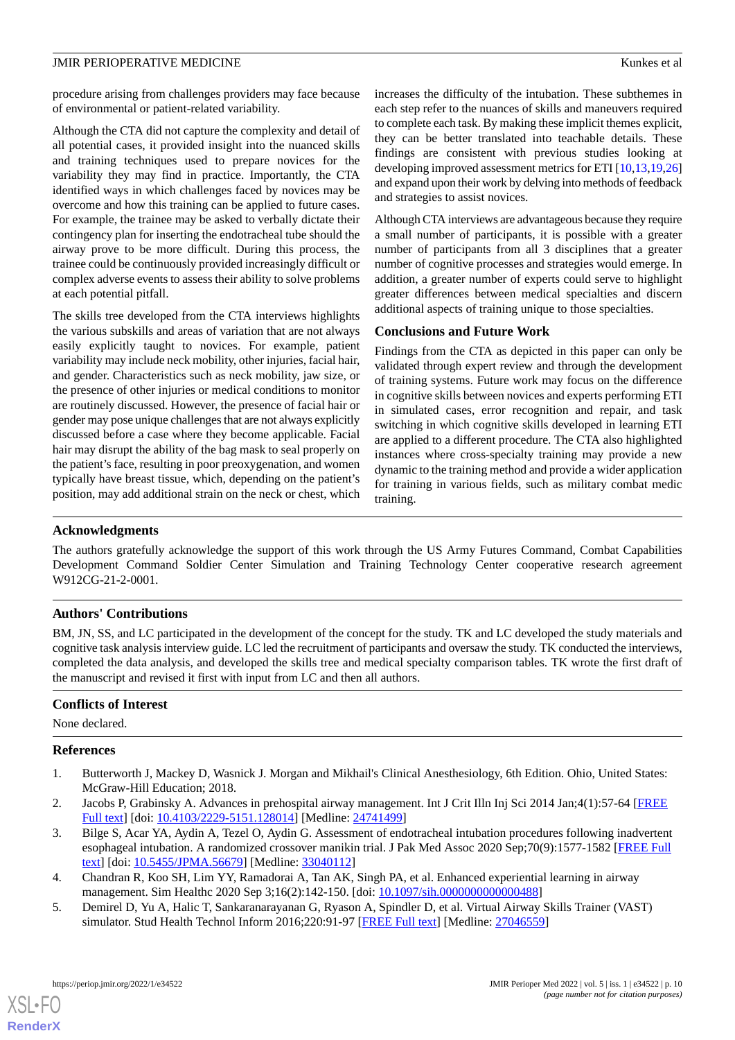procedure arising from challenges providers may face because of environmental or patient-related variability.

Although the CTA did not capture the complexity and detail of all potential cases, it provided insight into the nuanced skills and training techniques used to prepare novices for the variability they may find in practice. Importantly, the CTA identified ways in which challenges faced by novices may be overcome and how this training can be applied to future cases. For example, the trainee may be asked to verbally dictate their contingency plan for inserting the endotracheal tube should the airway prove to be more difficult. During this process, the trainee could be continuously provided increasingly difficult or complex adverse events to assess their ability to solve problems at each potential pitfall.

The skills tree developed from the CTA interviews highlights the various subskills and areas of variation that are not always easily explicitly taught to novices. For example, patient variability may include neck mobility, other injuries, facial hair, and gender. Characteristics such as neck mobility, jaw size, or the presence of other injuries or medical conditions to monitor are routinely discussed. However, the presence of facial hair or gender may pose unique challenges that are not always explicitly discussed before a case where they become applicable. Facial hair may disrupt the ability of the bag mask to seal properly on the patient's face, resulting in poor preoxygenation, and women typically have breast tissue, which, depending on the patient's position, may add additional strain on the neck or chest, which increases the difficulty of the intubation. These subthemes in each step refer to the nuances of skills and maneuvers required to complete each task. By making these implicit themes explicit, they can be better translated into teachable details. These findings are consistent with previous studies looking at developing improved assessment metrics for ETI [10,13,19,26] and expand upon their work by delving into methods of feedback and strategies to assist novices.

Although CTA interviews are advantageous because they require a small number of participants, it is possible with a greater number of participants from all 3 disciplines that a greater number of cognitive processes and strategies would emerge. In addition, a greater number of experts could serve to highlight greater differences between medical specialties and discern additional aspects of training unique to those specialties.

### Conclusions and Future Work

Findings from the CTA as depicted in this paper can only be validated through expert review and through the development of training systems. Future work may focus on the difference in cognitive skills between novices and experts performing ETI in simulated cases, error recognition and repair, and task switching in which cognitive skills developed in learning ETI are applied to a different procedure. The CTA also highlighted instances where cross-specialty training may provide a new dynamic to the training method and provide a wider application for training in various fields, such as military combat medic training.

## Acknowledgments

The authors gratefully acknowledge the support of this work through the US Army Futures Command, Combat Capabilities Development Command Soldier Center Simulation and Training Technology Center cooperative research agreement W912CG-21-2-0001.

## Authors' Contributions

BM, JN, SS, and LC participated in the development of the concept for the study. TK and LC developed the study materials and cognitive task analysis interview guide. LC led the recruitment of participants and oversaw the study. TK conducted the interviews, completed the data analysis, and developed the skills tree and medical specialty comparison tables. TK wrote the first draft of the manuscript and revised it first with input from LC and then all authors.

## Conflicts of Interest

None declared.

## References

1. Butterworth J, Mackey D, Wasnick J. Morgan and Mikhail's Clinical Anesthesiology, 6th Edition. Ohio, United States: McGraw-Hill Education; 2018.
2. Jacobs P, Grabinsky A. Advances in prehospital airway management. Int J Crit Illn Inj Sci 2014 Jan;4(1):57-64 [FREE Full text] [doi: 10.4103/2229-5151.128014] [Medline: 24741499]
3. Bilge S, Acar YA, Aydin A, Tezel O, Aydin G. Assessment of endotracheal intubation procedures following inadvertent esophageal intubation. A randomized crossover manikin trial. J Pak Med Assoc 2020 Sep;70(9):1577-1582 [FREE Full text] [doi: 10.5455/JPMA.56679] [Medline: 33040112]
4. Chandran R, Koo SH, Lim YY, Ramadorai A, Tan AK, Singh PA, et al. Enhanced experiential learning in airway management. Sim Healthc 2020 Sep 3;16(2):142-150. [doi: 10.1097/sih.0000000000000488]
5. Demirel D, Yu A, Halic T, Sankaranarayanan G, Ryason A, Spindler D, et al. Virtual Airway Skills Trainer (VAST) simulator. Stud Health Technol Inform 2016;220:91-97 [FREE Full text] [Medline: 27046559]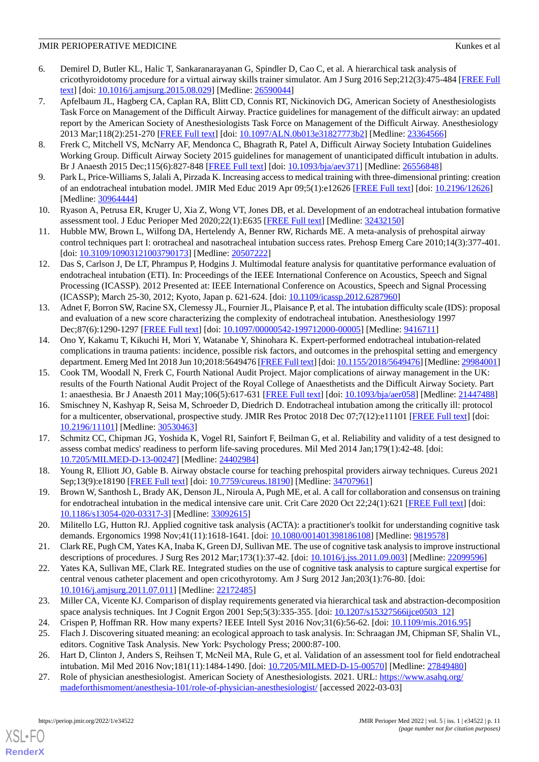6. Demirel D, Butler KL, Halic T, Sankaranarayanan G, Spindler D, Cao C, et al. A hierarchical task analysis of cricothyroidotomy procedure for a virtual airway skills trainer simulator. Am J Surg 2016 Sep;212(3):475-484 [FREE Full text] [doi: 10.1016/j.amjsurg.2015.08.029] [Medline: 26590044]
7. Apfelbaum JL, Hagberg CA, Caplan RA, Blitt CD, Connis RT, Nickinovich DG, American Society of Anesthesiologists Task Force on Management of the Difficult Airway. Practice guidelines for management of the difficult airway: an updated report by the American Society of Anesthesiologists Task Force on Management of the Difficult Airway. Anesthesiology 2013 Mar;118(2):251-270 [FREE Full text] [doi: 10.1097/ALN.0b013e31827773b2] [Medline: 23364566]
8. Frerk C, Mitchell VS, McNarry AF, Mendonca C, Bhagrath R, Patel A, Difficult Airway Society Intubation Guidelines Working Group. Difficult Airway Society 2015 guidelines for management of unanticipated difficult intubation in adults. Br J Anaesth 2015 Dec;115(6):827-848 [FREE Full text] [doi: 10.1093/bja/aev371] [Medline: 26556848]
9. Park L, Price-Williams S, Jalali A, Pirzada K. Increasing access to medical training with three-dimensional printing: creation of an endotracheal intubation model. JMIR Med Educ 2019 Apr 09;5(1):e12626 [FREE Full text] [doi: 10.2196/12626] [Medline: 30964444]
10. Ryason A, Petrusa ER, Kruger U, Xia Z, Wong VT, Jones DB, et al. Development of an endotracheal intubation formative assessment tool. J Educ Perioper Med 2020;22(1):E635 [FREE Full text] [Medline: 32432150]
11. Hubble MW, Brown L, Wilfong DA, Hertelendy A, Benner RW, Richards ME. A meta-analysis of prehospital airway control techniques part I: orotracheal and nasotracheal intubation success rates. Prehosp Emerg Care 2010;14(3):377-401. [doi: 10.3109/10903121003790173] [Medline: 20507222]
12. Das S, Carlson J, De LT, Phrampus P, Hodgins J. Multimodal feature analysis for quantitative performance evaluation of endotracheal intubation (ETI). In: Proceedings of the IEEE International Conference on Acoustics, Speech and Signal Processing (ICASSP). 2012 Presented at: IEEE International Conference on Acoustics, Speech and Signal Processing (ICASSP); March 25-30, 2012; Kyoto, Japan p. 621-624. [doi: 10.1109/icassp.2012.6287960]
13. Adnet F, Borron SW, Racine SX, Clemessy JL, Fournier JL, Plaisance P, et al. The intubation difficulty scale (IDS): proposal and evaluation of a new score characterizing the complexity of endotracheal intubation. Anesthesiology 1997 Dec;87(6):1290-1297 [FREE Full text] [doi: 10.1097/00000542-199712000-00005] [Medline: 9416711]
14. Ono Y, Kakamu T, Kikuchi H, Mori Y, Watanabe Y, Shinohara K. Expert-performed endotracheal intubation-related complications in trauma patients: incidence, possible risk factors, and outcomes in the prehospital setting and emergency department. Emerg Med Int 2018 Jun 10;2018:5649476 [FREE Full text] [doi: 10.1155/2018/5649476] [Medline: 29984001]
15. Cook TM, Woodall N, Frerk C, Fourth National Audit Project. Major complications of airway management in the UK: results of the Fourth National Audit Project of the Royal College of Anaesthetists and the Difficult Airway Society. Part 1: anaesthesia. Br J Anaesth 2011 May;106(5):617-631 [FREE Full text] [doi: 10.1093/bja/aer058] [Medline: 21447488]
16. Smischney N, Kashyap R, Seisa M, Schroeder D, Diedrich D. Endotracheal intubation among the critically ill: protocol for a multicenter, observational, prospective study. JMIR Res Protoc 2018 Dec 07;7(12):e11101 [FREE Full text] [doi: 10.2196/11101] [Medline: 30530463]
17. Schmitz CC, Chipman JG, Yoshida K, Vogel RI, Sainfort F, Beilman G, et al. Reliability and validity of a test designed to assess combat medics' readiness to perform life-saving procedures. Mil Med 2014 Jan;179(1):42-48. [doi: 10.7205/MILMED-D-13-00247] [Medline: 24402984]
18. Young R, Elliott JO, Gable B. Airway obstacle course for teaching prehospital providers airway techniques. Cureus 2021 Sep;13(9):e18190 [FREE Full text] [doi: 10.7759/cureus.18190] [Medline: 34707961]
19. Brown W, Santhosh L, Brady AK, Denson JL, Niroula A, Pugh ME, et al. A call for collaboration and consensus on training for endotracheal intubation in the medical intensive care unit. Crit Care 2020 Oct 22;24(1):621 [FREE Full text] [doi: 10.1186/s13054-020-03317-3] [Medline: 33092615]
20. Militello LG, Hutton RJ. Applied cognitive task analysis (ACTA): a practitioner's toolkit for understanding cognitive task demands. Ergonomics 1998 Nov;41(11):1618-1641. [doi: 10.1080/001401398186108] [Medline: 9819578]
21. Clark RE, Pugh CM, Yates KA, Inaba K, Green DJ, Sullivan ME. The use of cognitive task analysis to improve instructional descriptions of procedures. J Surg Res 2012 Mar;173(1):37-42. [doi: 10.1016/j.jss.2011.09.003] [Medline: 22099596]
22. Yates KA, Sullivan ME, Clark RE. Integrated studies on the use of cognitive task analysis to capture surgical expertise for central venous catheter placement and open cricothyrotomy. Am J Surg 2012 Jan;203(1):76-80. [doi: 10.1016/j.amjsurg.2011.07.011] [Medline: 22172485]
23. Miller CA, Vicente KJ. Comparison of display requirements generated via hierarchical task and abstraction-decomposition space analysis techniques. Int J Cognit Ergon 2001 Sep;5(3):335-355. [doi: 10.1207/s15327566ijce0503_12]
24. Crispen P, Hoffman RR. How many experts? IEEE Intell Syst 2016 Nov;31(6):56-62. [doi: 10.1109/mis.2016.95]
25. Flach J. Discovering situated meaning: an ecological approach to task analysis. In: Schraagan JM, Chipman SF, Shalin VL, editors. Cognitive Task Analysis. New York: Psychology Press; 2000:87-100.
26. Hart D, Clinton J, Anders S, Reihsen T, McNeil MA, Rule G, et al. Validation of an assessment tool for field endotracheal intubation. Mil Med 2016 Nov;181(11):1484-1490. [doi: 10.7205/MILMED-D-15-00570] [Medline: 27849480]
27. Role of physician anesthesiologist. American Society of Anesthesiologists. 2021. URL: https://www.asahq.org/madeforthismoment/anesthesia-101/role-of-physician-anesthesiologist/ [accessed 2022-03-03]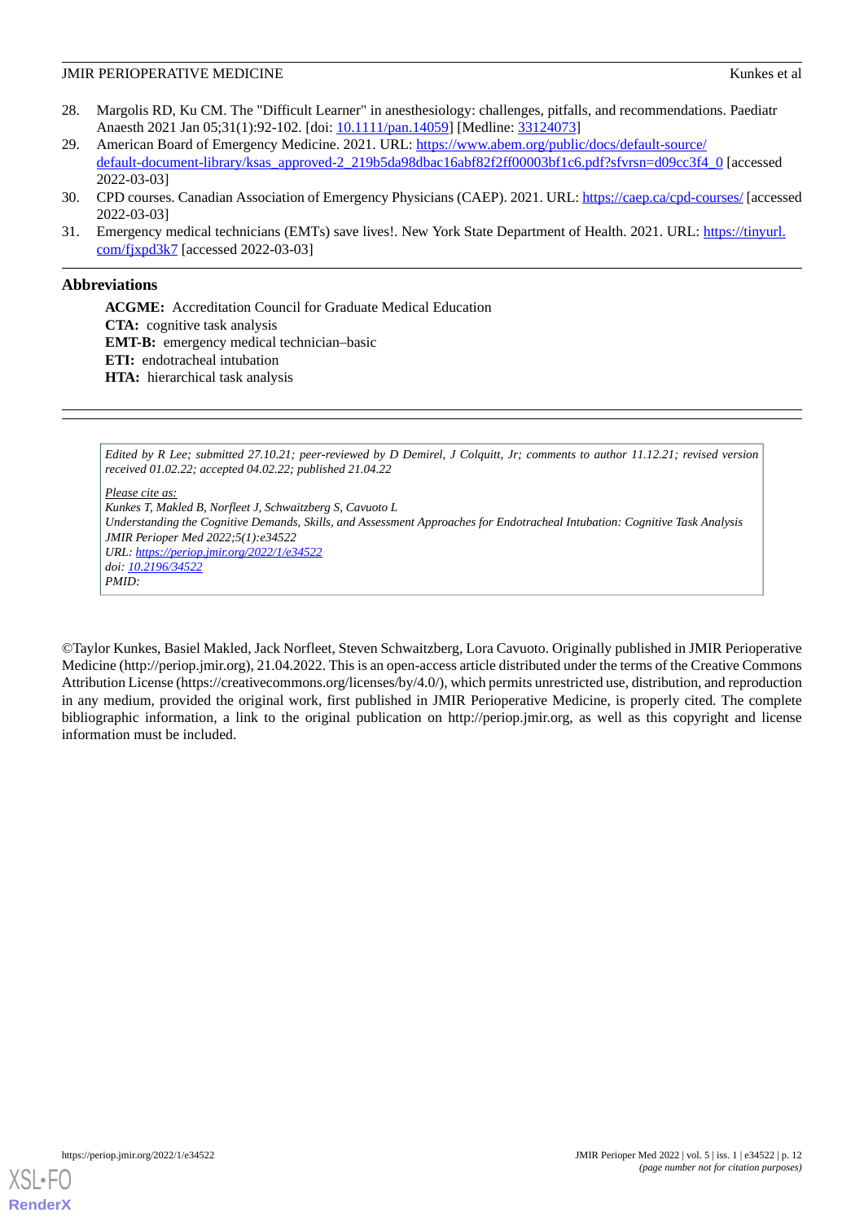28. Margolis RD, Ku CM. The "Difficult Learner" in anesthesiology: challenges, pitfalls, and recommendations. Paediatr Anaesth 2021 Jan 05;31(1):92-102. [doi: 10.1111/pan.14059] [Medline: 33124073]
29. American Board of Emergency Medicine. 2021. URL: https://www.abem.org/public/docs/default-source/default-document-library/ksas_approved-2_219b5da98dbac16abf82f2ff00003bf1c6.pdf?sfvrsn=d09cc3f4_0 [accessed 2022-03-03]
30. CPD courses. Canadian Association of Emergency Physicians (CAEP). 2021. URL: https://caep.ca/cpd-courses/ [accessed 2022-03-03]
31. Emergency medical technicians (EMTs) save lives!. New York State Department of Health. 2021. URL: https://tinyurl.com/fjxpd3k7 [accessed 2022-03-03]

## Abbreviations

**ACGME:** Accreditation Council for Graduate Medical Education
**CTA:** cognitive task analysis
**EMT-B:** emergency medical technician–basic
**ETI:** endotracheal intubation
**HTA:** hierarchical task analysis

*Edited by R Lee; submitted 27.10.21; peer-reviewed by D Demirel, J Colquitt, Jr; comments to author 11.12.21; revised version received 01.02.22; accepted 04.02.22; published 21.04.22*

*Please cite as:*
*Kunkes T, Makled B, Norfleet J, Schwaitzberg S, Cavuoto L*
*Understanding the Cognitive Demands, Skills, and Assessment Approaches for Endotracheal Intubation: Cognitive Task Analysis*
*JMIR Perioper Med 2022;5(1):e34522*
*URL: https://periop.jmir.org/2022/1/e34522*
*doi: 10.2196/34522*
*PMID:*

©Taylor Kunkes, Basiel Makled, Jack Norfleet, Steven Schwaitzberg, Lora Cavuoto. Originally published in JMIR Perioperative Medicine (http://periop.jmir.org), 21.04.2022. This is an open-access article distributed under the terms of the Creative Commons Attribution License (https://creativecommons.org/licenses/by/4.0/), which permits unrestricted use, distribution, and reproduction in any medium, provided the original work, first published in JMIR Perioperative Medicine, is properly cited. The complete bibliographic information, a link to the original publication on http://periop.jmir.org, as well as this copyright and license information must be included.